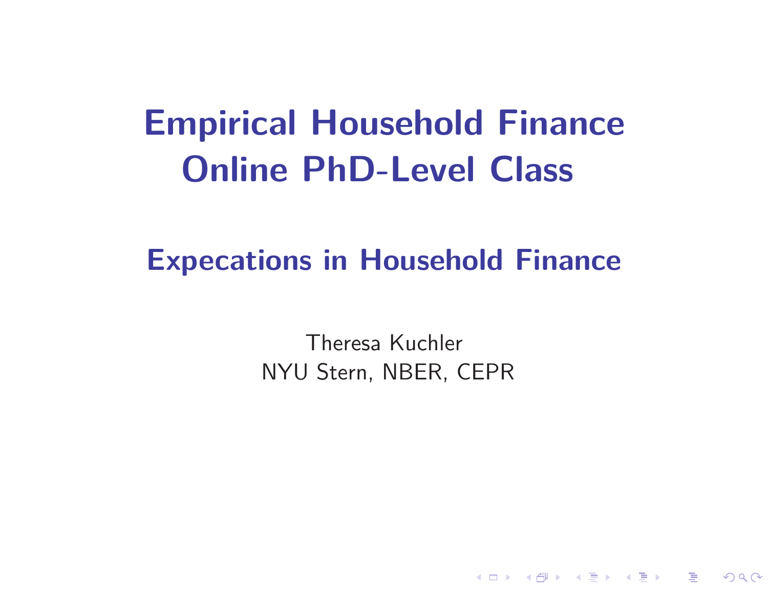# Empirical Household Finance
# Online PhD-Level Class

## Expecations in Household Finance

Theresa Kuchler
NYU Stern, NBER, CEPR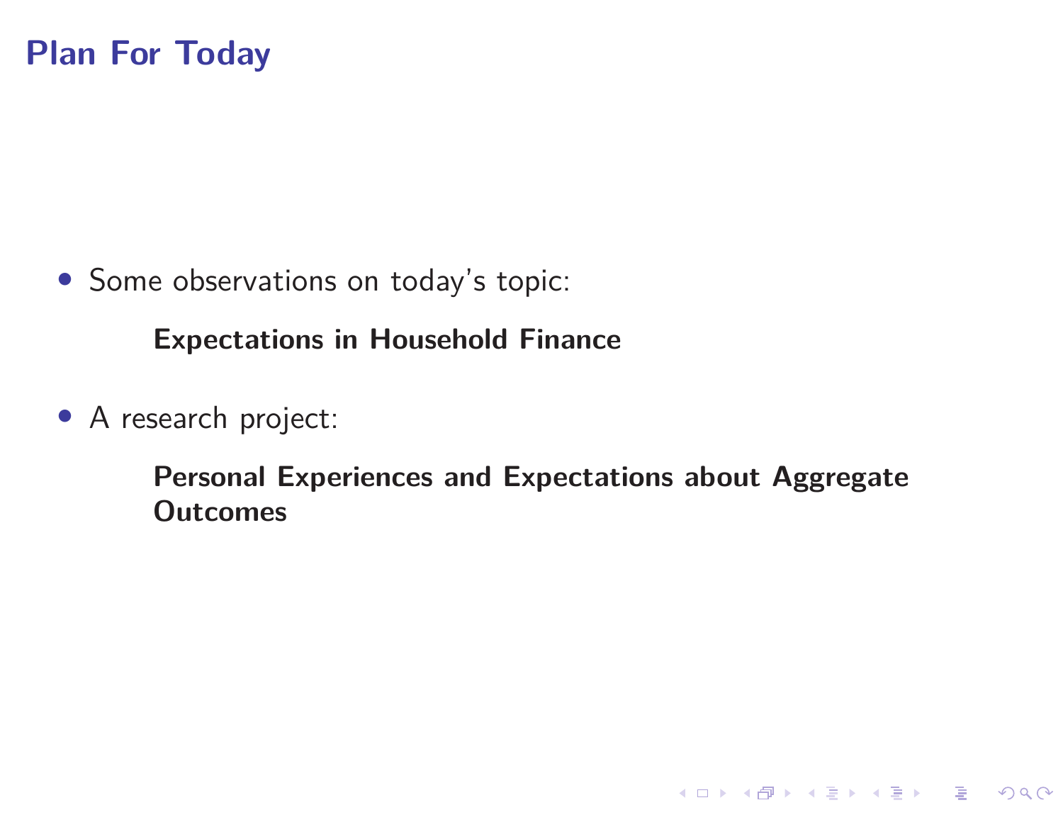# Plan For Today

- Some observations on today's topic:

  **Expectations in Household Finance**

- A research project:

  **Personal Experiences and Expectations about Aggregate Outcomes**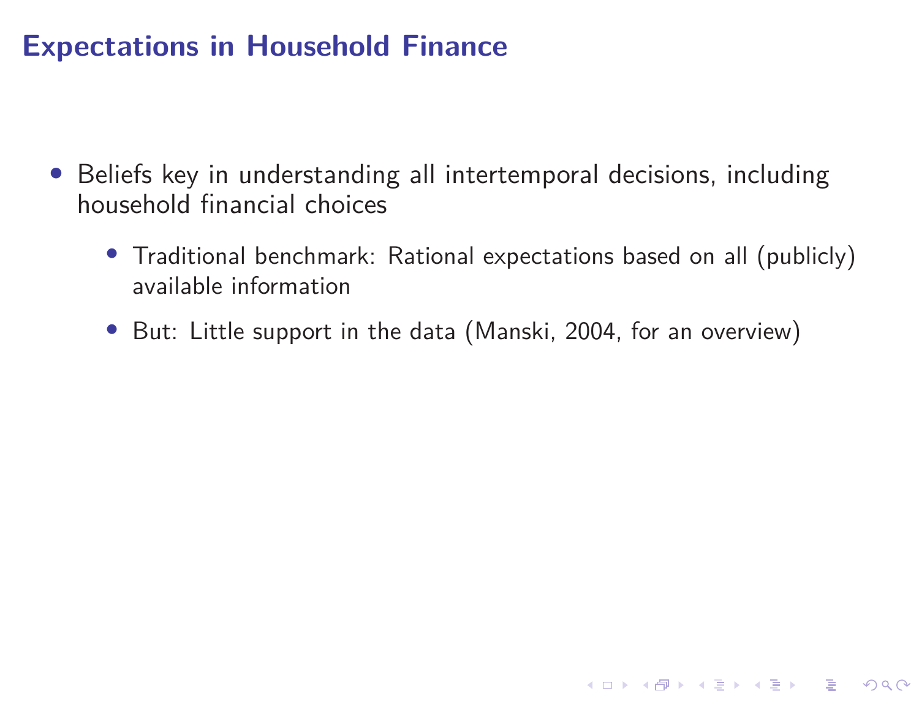# Expectations in Household Finance

- Beliefs key in understanding all intertemporal decisions, including household financial choices
  - Traditional benchmark: Rational expectations based on all (publicly) available information
  - But: Little support in the data (Manski, 2004, for an overview)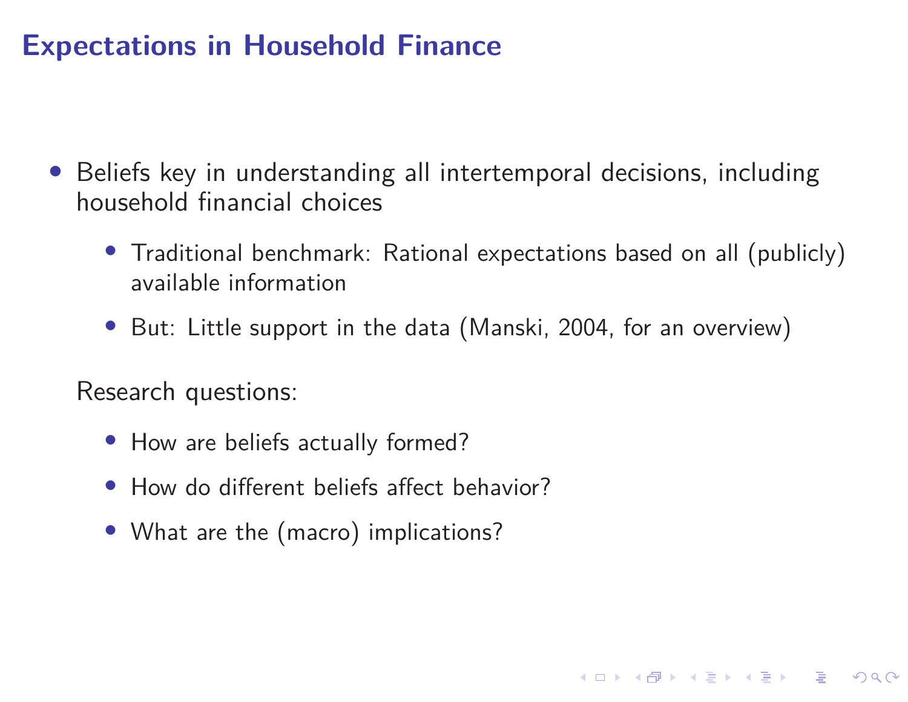# Expectations in Household Finance

- Beliefs key in understanding all intertemporal decisions, including household financial choices
  - Traditional benchmark: Rational expectations based on all (publicly) available information
  - But: Little support in the data (Manski, 2004, for an overview)

Research questions:

- How are beliefs actually formed?
- How do different beliefs affect behavior?
- What are the (macro) implications?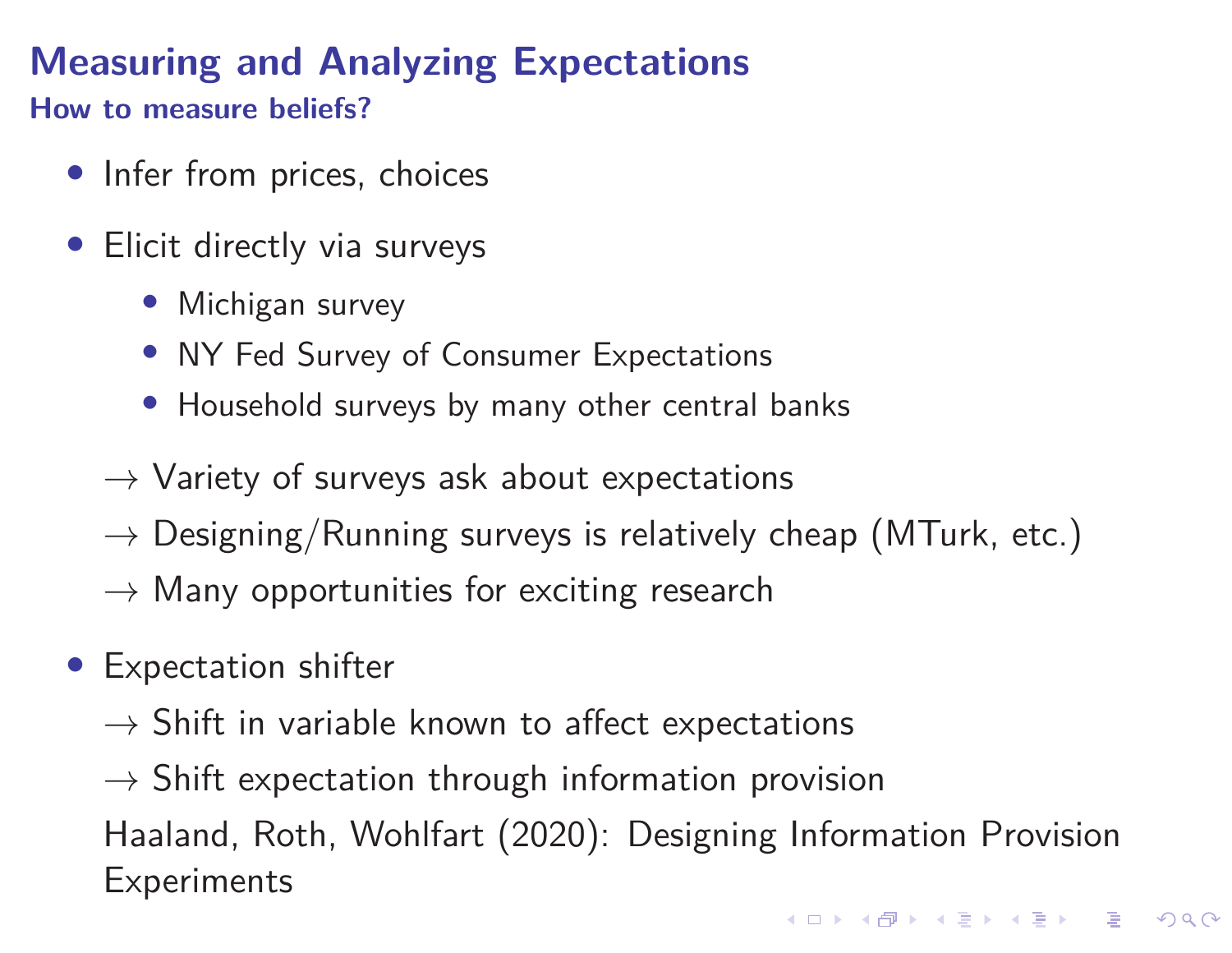# Measuring and Analyzing Expectations

## How to measure beliefs?

- Infer from prices, choices
- Elicit directly via surveys
  - Michigan survey
  - NY Fed Survey of Consumer Expectations
  - Household surveys by many other central banks

  $\rightarrow$ Variety of surveys ask about expectations

  $\rightarrow$ Designing/Running surveys is relatively cheap (MTurk, etc.)

  $\rightarrow$ Many opportunities for exciting research

- Expectation shifter

  $\rightarrow$ Shift in variable known to affect expectations

  $\rightarrow$ Shift expectation through information provision

  Haaland, Roth, Wohlfart (2020): Designing Information Provision Experiments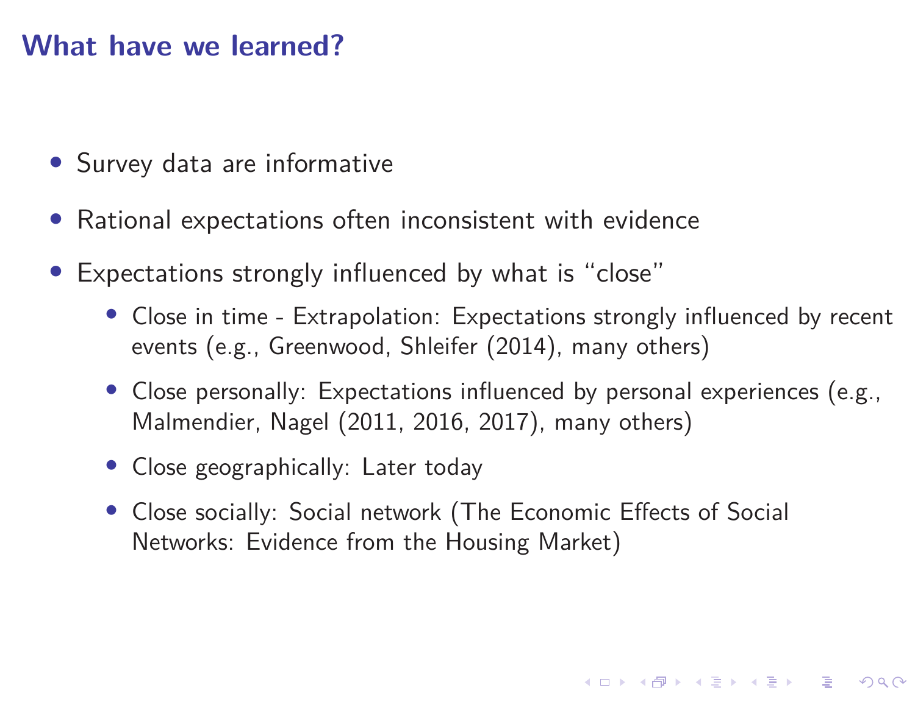# What have we learned?

- Survey data are informative
- Rational expectations often inconsistent with evidence
- Expectations strongly influenced by what is "close"
  - Close in time - Extrapolation: Expectations strongly influenced by recent events (e.g., Greenwood, Shleifer (2014), many others)
  - Close personally: Expectations influenced by personal experiences (e.g., Malmendier, Nagel (2011, 2016, 2017), many others)
  - Close geographically: Later today
  - Close socially: Social network (The Economic Effects of Social Networks: Evidence from the Housing Market)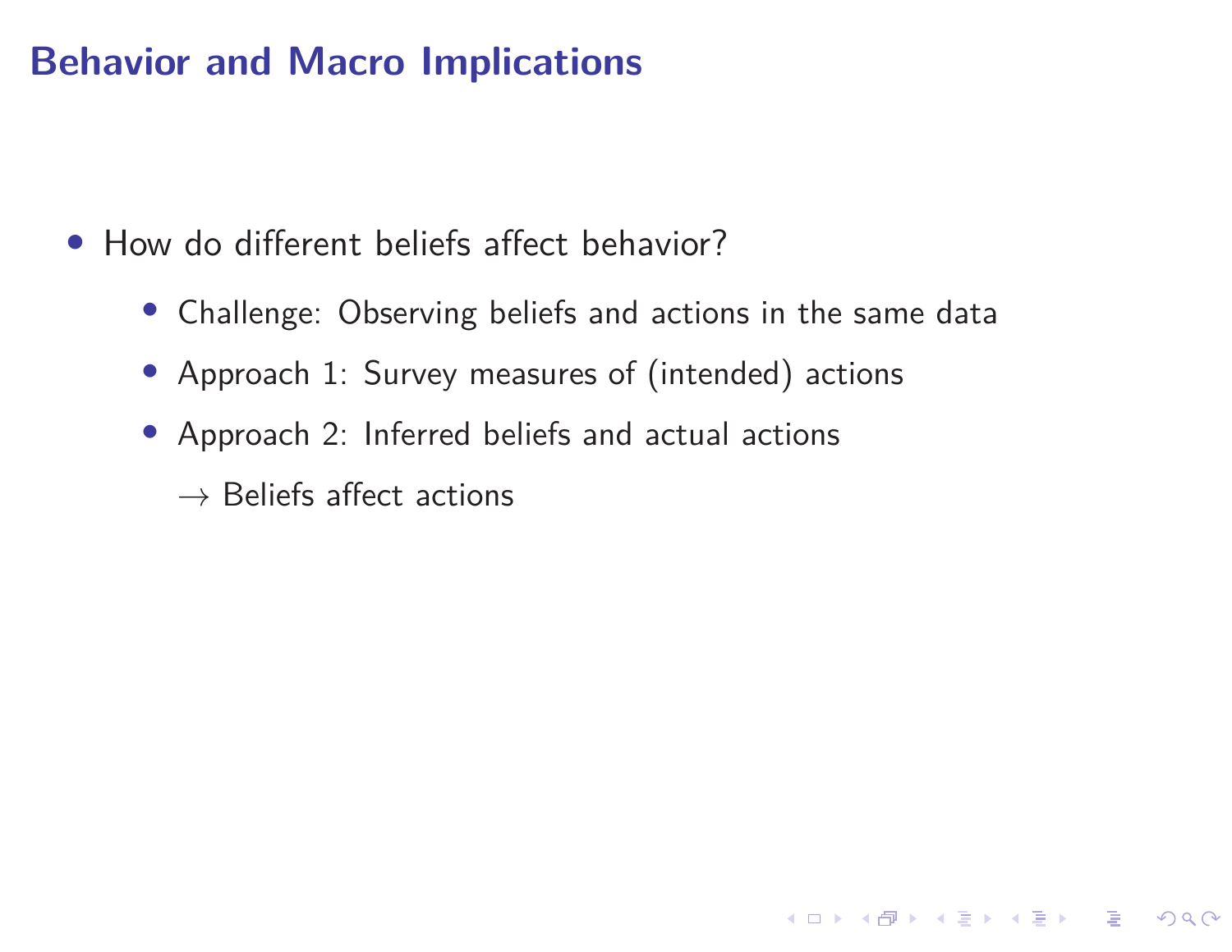# Behavior and Macro Implications

- How do different beliefs affect behavior?
  - Challenge: Observing beliefs and actions in the same data
  - Approach 1: Survey measures of (intended) actions
  - Approach 2: Inferred beliefs and actual actions

    $\rightarrow$ Beliefs affect actions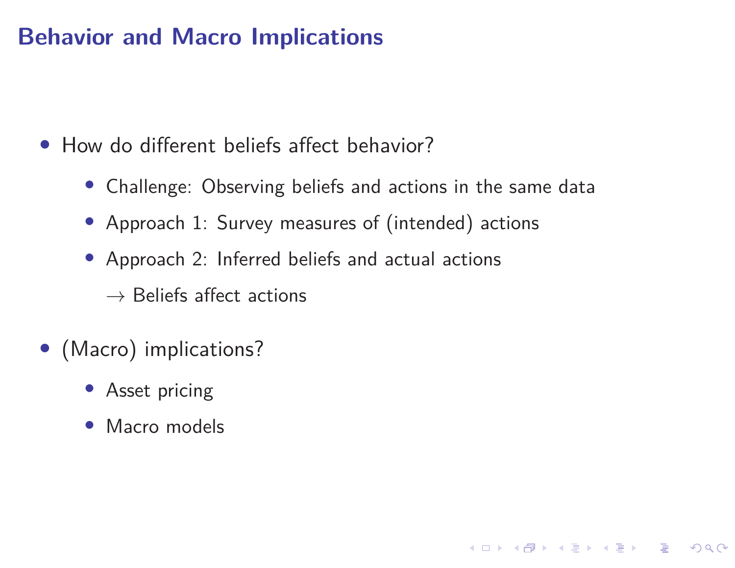# Behavior and Macro Implications

- How do different beliefs affect behavior?
  - Challenge: Observing beliefs and actions in the same data
  - Approach 1: Survey measures of (intended) actions
  - Approach 2: Inferred beliefs and actual actions

    $\rightarrow$ Beliefs affect actions

- (Macro) implications?
  - Asset pricing
  - Macro models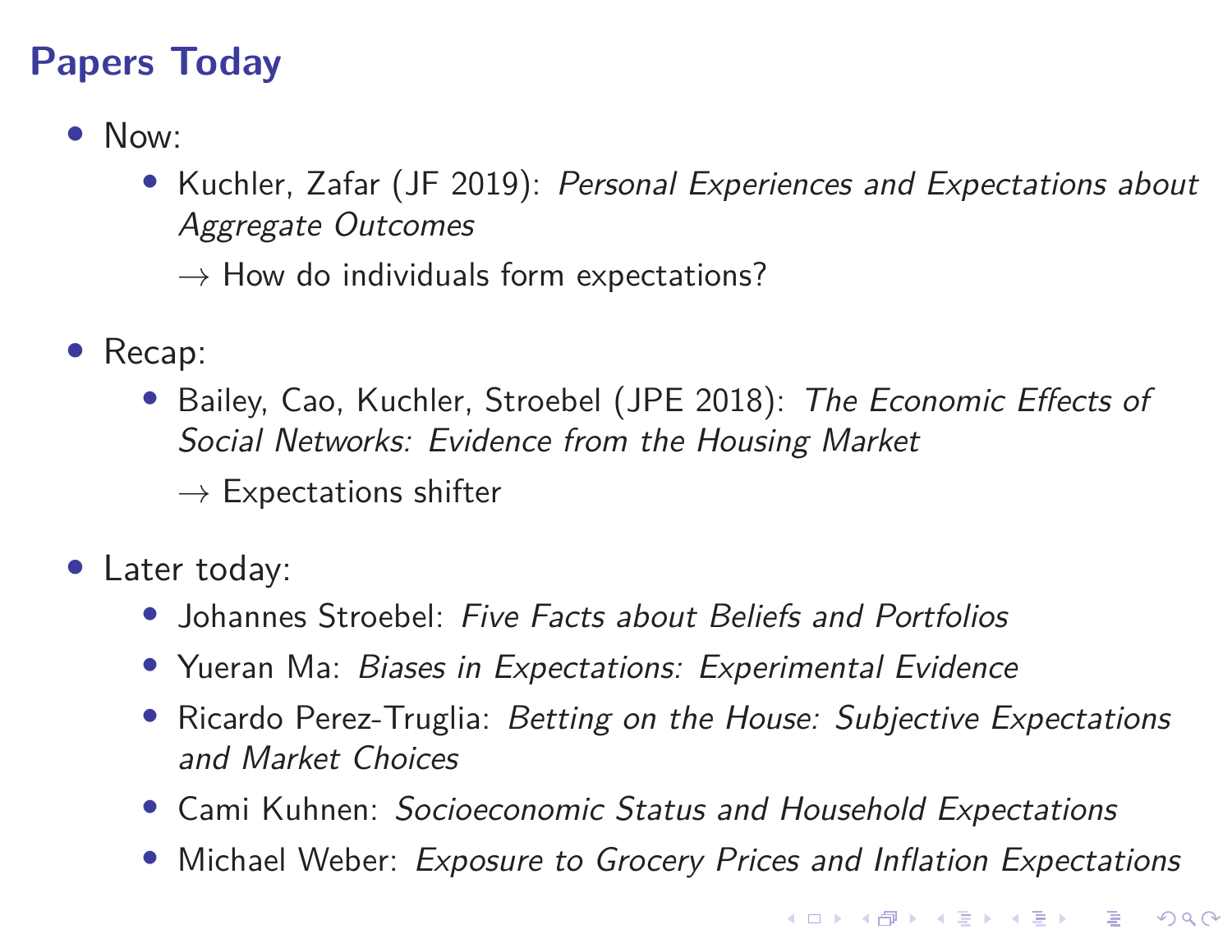# Papers Today

- Now:
  - Kuchler, Zafar (JF 2019): *Personal Experiences and Expectations about Aggregate Outcomes*

    → How do individuals form expectations?

- Recap:
  - Bailey, Cao, Kuchler, Stroebel (JPE 2018): *The Economic Effects of Social Networks: Evidence from the Housing Market*

    → Expectations shifter

- Later today:
  - Johannes Stroebel: *Five Facts about Beliefs and Portfolios*
  - Yueran Ma: *Biases in Expectations: Experimental Evidence*
  - Ricardo Perez-Truglia: *Betting on the House: Subjective Expectations and Market Choices*
  - Cami Kuhnen: *Socioeconomic Status and Household Expectations*
  - Michael Weber: *Exposure to Grocery Prices and Inflation Expectations*